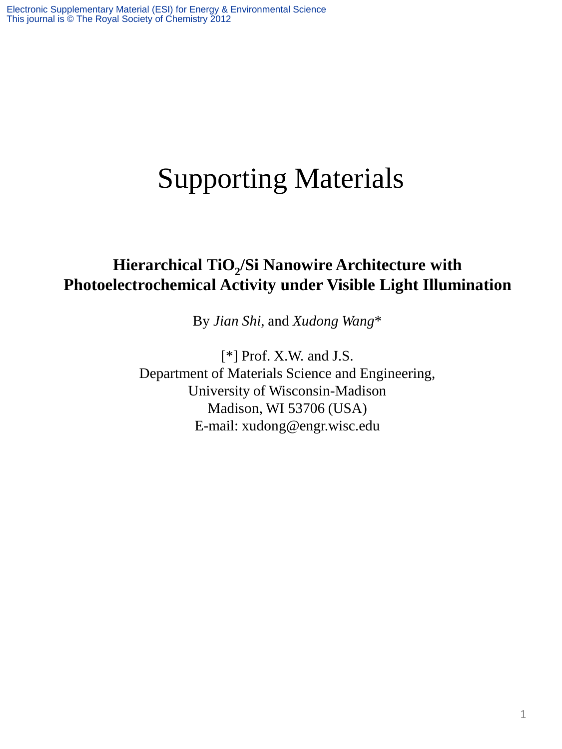# Supporting Materials

## Hierarchical $TiO_2$/Si Nanowire Architecture with Photoelectrochemical Activity under Visible Light Illumination

By *Jian Shi*, and *Xudong Wang**

[*] Prof. X.W. and J.S.
Department of Materials Science and Engineering,
University of Wisconsin-Madison
Madison, WI 53706 (USA)
E-mail: xudong@engr.wisc.edu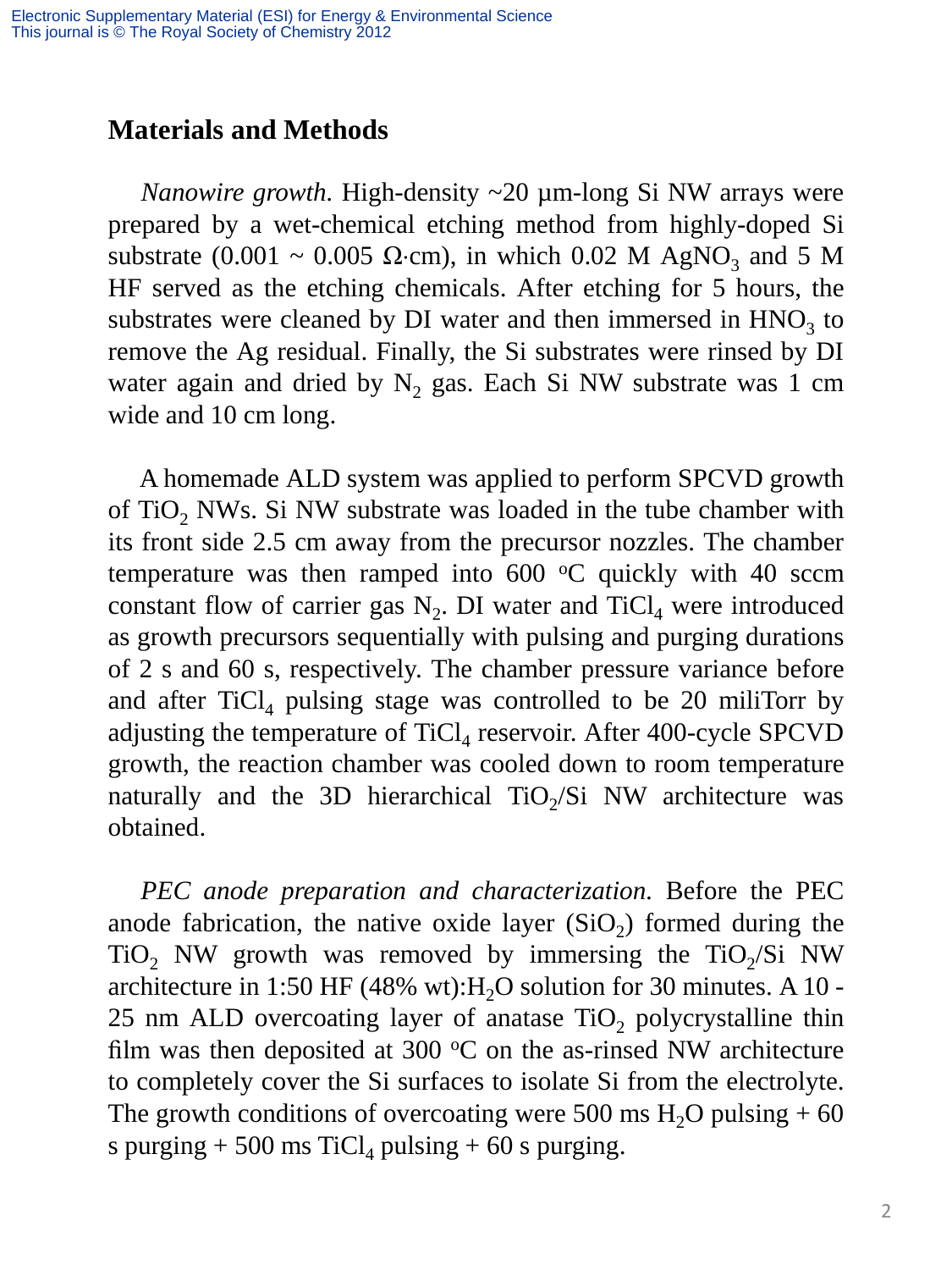## Materials and Methods

*Nanowire growth.* High-density ~20 μm-long Si NW arrays were prepared by a wet-chemical etching method from highly-doped Si substrate (0.001 ~ 0.005 Ω·cm), in which 0.02 M $AgNO_3$ and 5 M HF served as the etching chemicals. After etching for 5 hours, the substrates were cleaned by DI water and then immersed in $HNO_3$ to remove the Ag residual. Finally, the Si substrates were rinsed by DI water again and dried by $N_2$ gas. Each Si NW substrate was 1 cm wide and 10 cm long.

A homemade ALD system was applied to perform SPCVD growth of $TiO_2$ NWs. Si NW substrate was loaded in the tube chamber with its front side 2.5 cm away from the precursor nozzles. The chamber temperature was then ramped into 600 $^oC$ quickly with 40 sccm constant flow of carrier gas $N_2$. DI water and $TiCl_4$ were introduced as growth precursors sequentially with pulsing and purging durations of 2 s and 60 s, respectively. The chamber pressure variance before and after $TiCl_4$ pulsing stage was controlled to be 20 miliTorr by adjusting the temperature of $TiCl_4$ reservoir. After 400-cycle SPCVD growth, the reaction chamber was cooled down to room temperature naturally and the 3D hierarchical $TiO_2$/Si NW architecture was obtained.

*PEC anode preparation and characterization.* Before the PEC anode fabrication, the native oxide layer ($SiO_2$) formed during the $TiO_2$ NW growth was removed by immersing the $TiO_2$/Si NW architecture in 1:50 HF (48% wt):$H_2O$ solution for 30 minutes. A 10 - 25 nm ALD overcoating layer of anatase $TiO_2$ polycrystalline thin film was then deposited at 300 $^oC$ on the as-rinsed NW architecture to completely cover the Si surfaces to isolate Si from the electrolyte. The growth conditions of overcoating were 500 ms $H_2O$ pulsing + 60 s purging + 500 ms $TiCl_4$ pulsing + 60 s purging.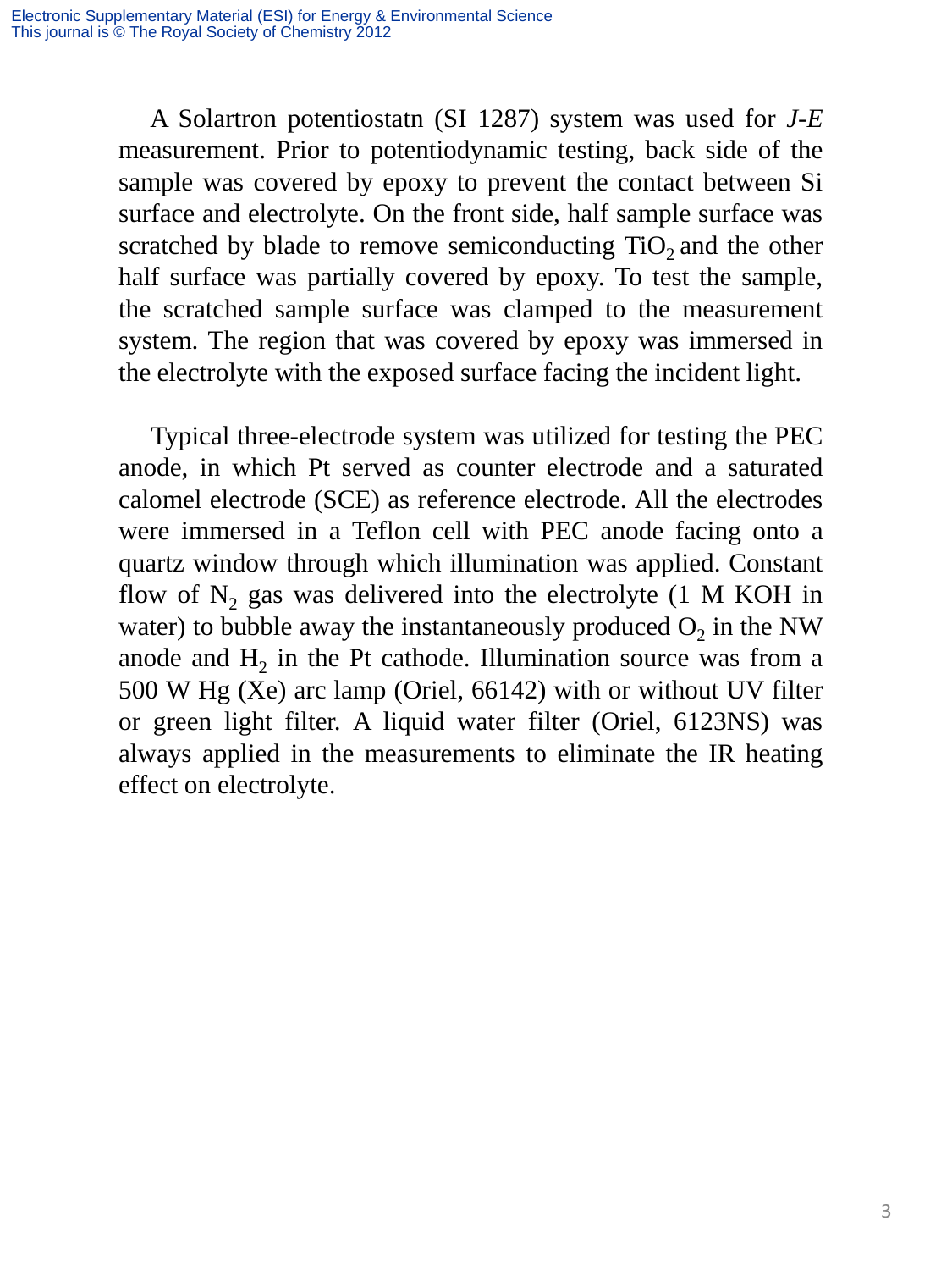A Solartron potentiostatn (SI 1287) system was used for *J-E* measurement. Prior to potentiodynamic testing, back side of the sample was covered by epoxy to prevent the contact between Si surface and electrolyte. On the front side, half sample surface was scratched by blade to remove semiconducting $TiO_2$ and the other half surface was partially covered by epoxy. To test the sample, the scratched sample surface was clamped to the measurement system. The region that was covered by epoxy was immersed in the electrolyte with the exposed surface facing the incident light.

Typical three-electrode system was utilized for testing the PEC anode, in which Pt served as counter electrode and a saturated calomel electrode (SCE) as reference electrode. All the electrodes were immersed in a Teflon cell with PEC anode facing onto a quartz window through which illumination was applied. Constant flow of $N_2$ gas was delivered into the electrolyte (1 M KOH in water) to bubble away the instantaneously produced $O_2$ in the NW anode and $H_2$ in the Pt cathode. Illumination source was from a 500 W Hg (Xe) arc lamp (Oriel, 66142) with or without UV filter or green light filter. A liquid water filter (Oriel, 6123NS) was always applied in the measurements to eliminate the IR heating effect on electrolyte.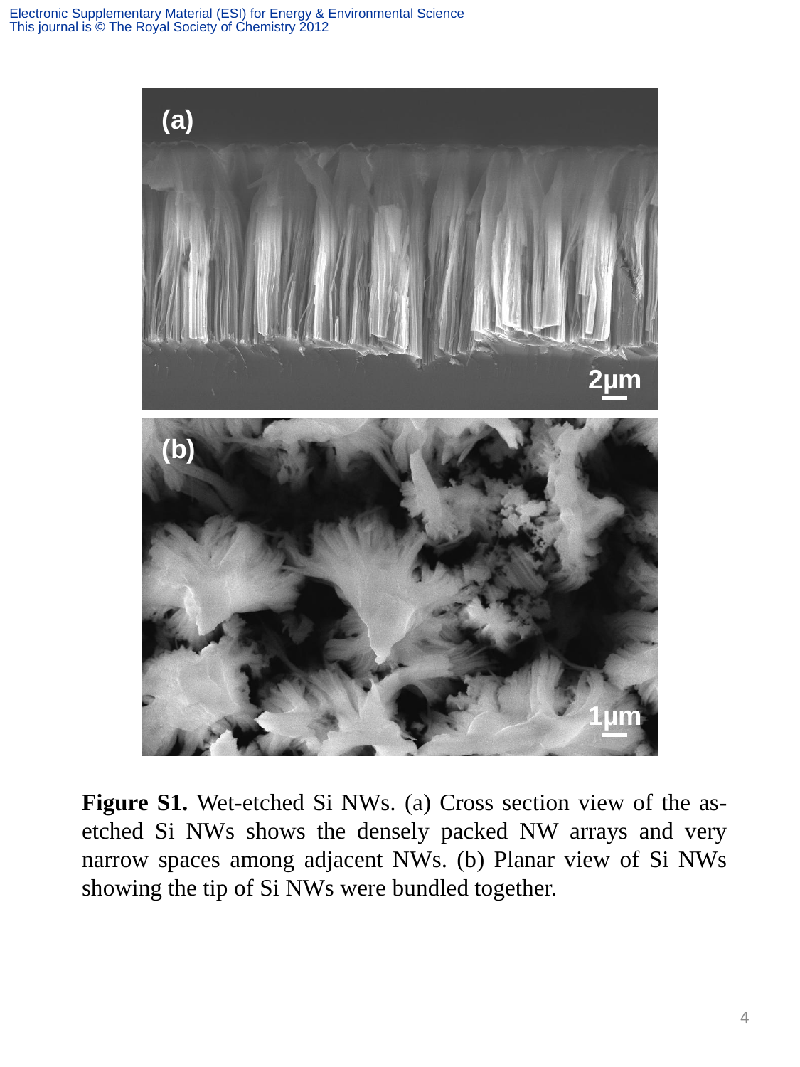**Figure S1.** Wet-etched Si NWs. (a) Cross section view of the as-etched Si NWs shows the densely packed NW arrays and very narrow spaces among adjacent NWs. (b) Planar view of Si NWs showing the tip of Si NWs were bundled together.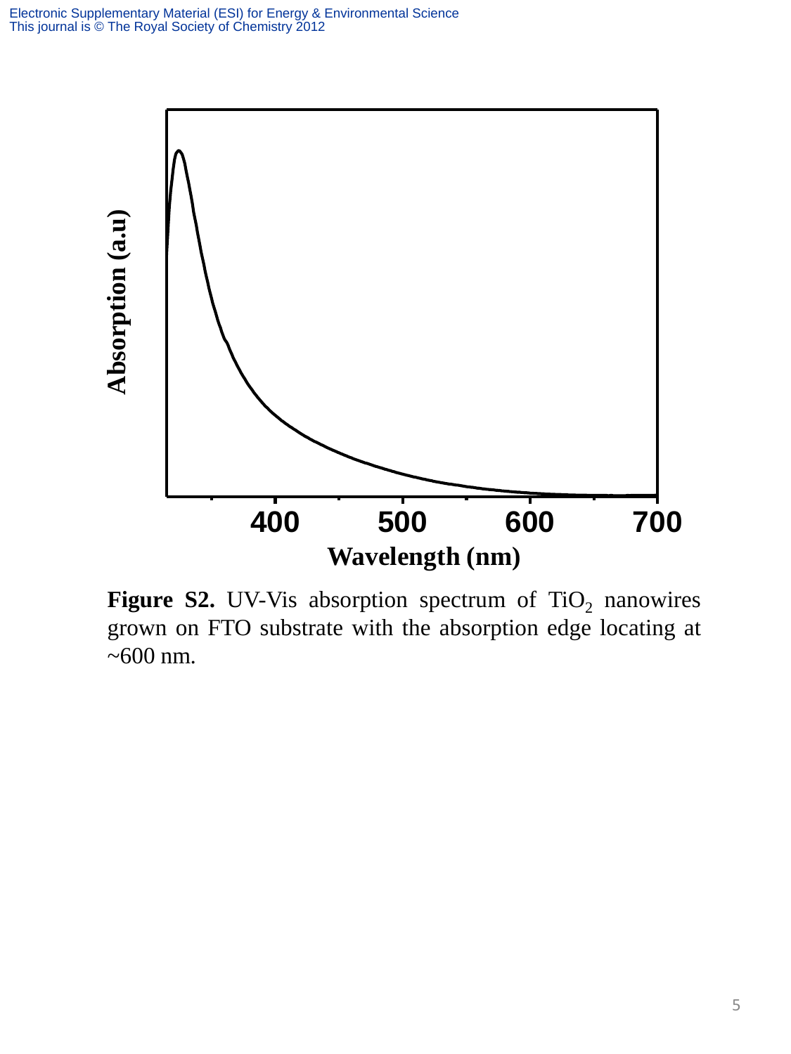**Figure S2.** UV-Vis absorption spectrum of $TiO_2$ nanowires grown on FTO substrate with the absorption edge locating at ~600 nm.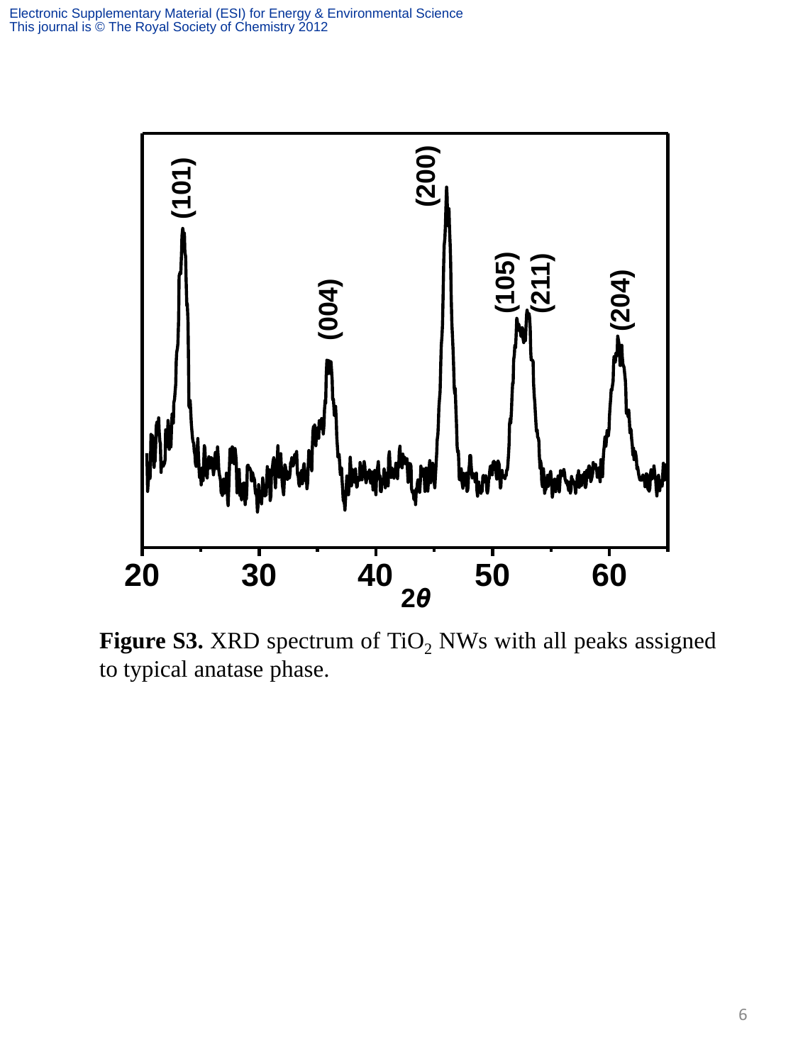**Figure S3.** XRD spectrum of $TiO_2$ NWs with all peaks assigned to typical anatase phase.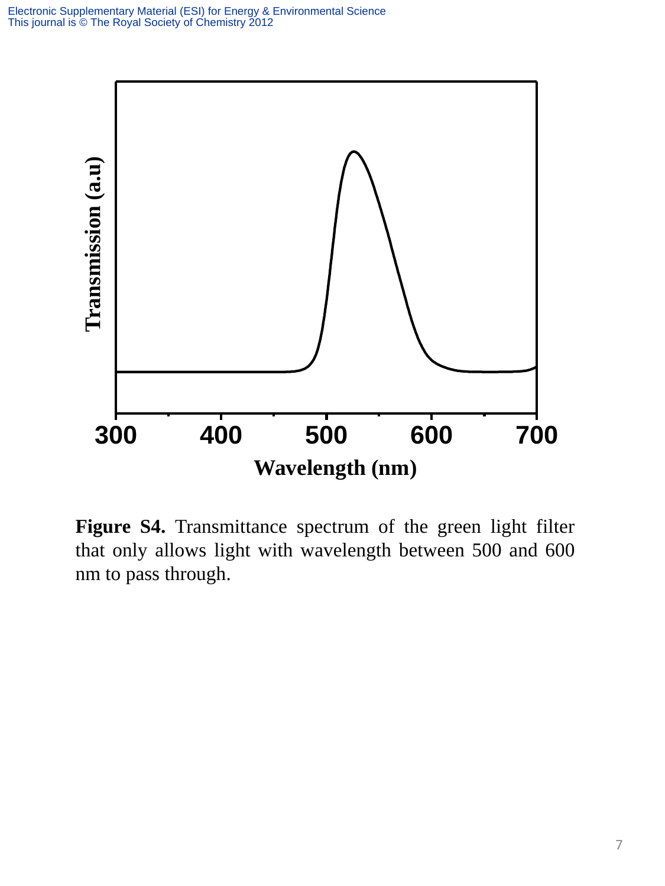**Figure S4.** Transmittance spectrum of the green light filter that only allows light with wavelength between 500 and 600 nm to pass through.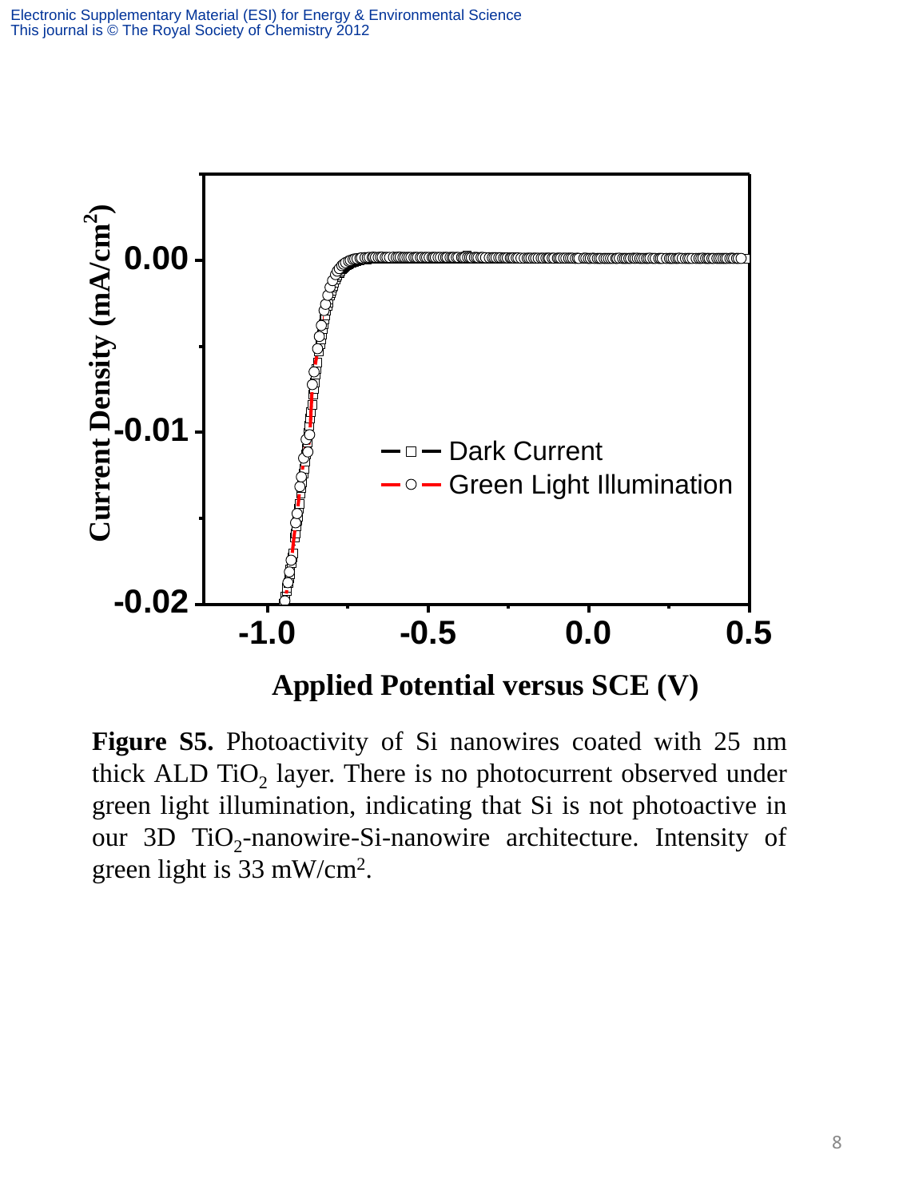Current Density (mA/cm$^2$)

0.00

-0.01

-0.02

-1.0

-0.5

0.0

0.5

Applied Potential versus SCE (V)

Dark Current

Green Light Illumination

**Figure S5.** Photoactivity of Si nanowires coated with 25 nm thick ALD $TiO_2$ layer. There is no photocurrent observed under green light illumination, indicating that Si is not photoactive in our 3D $TiO_2$-nanowire-Si-nanowire architecture. Intensity of green light is 33 mW/cm$^2$.